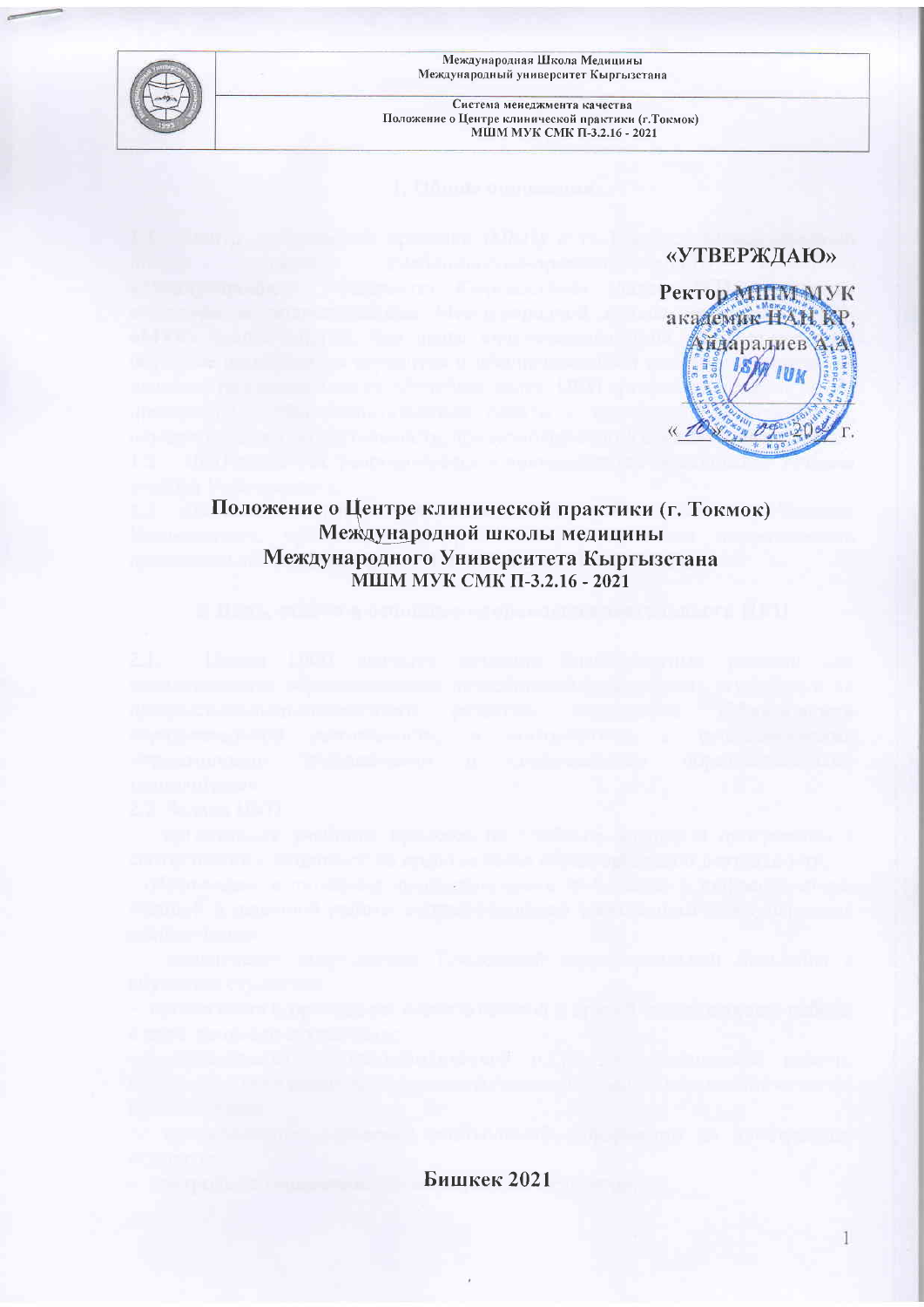Международная Школа Медицины
Международный университет Кыргызстана

Система менеджмента качества
Положение о Центре клинической практики (г.Токмок)
МШМ МУК СМК П-3.2.16 - 2021

«УТВЕРЖДАЮ»

Ректор МШМ МУК
академик НАН КР,
Айдаралиев А.А.

«10» 09 2021 г.

# Положение о Центре клинической практики (г. Токмок) Международной школы медицины Международного Университета Кыргызстана

**МШМ МУК СМК П-3.2.16 - 2021**

Бишкек 2021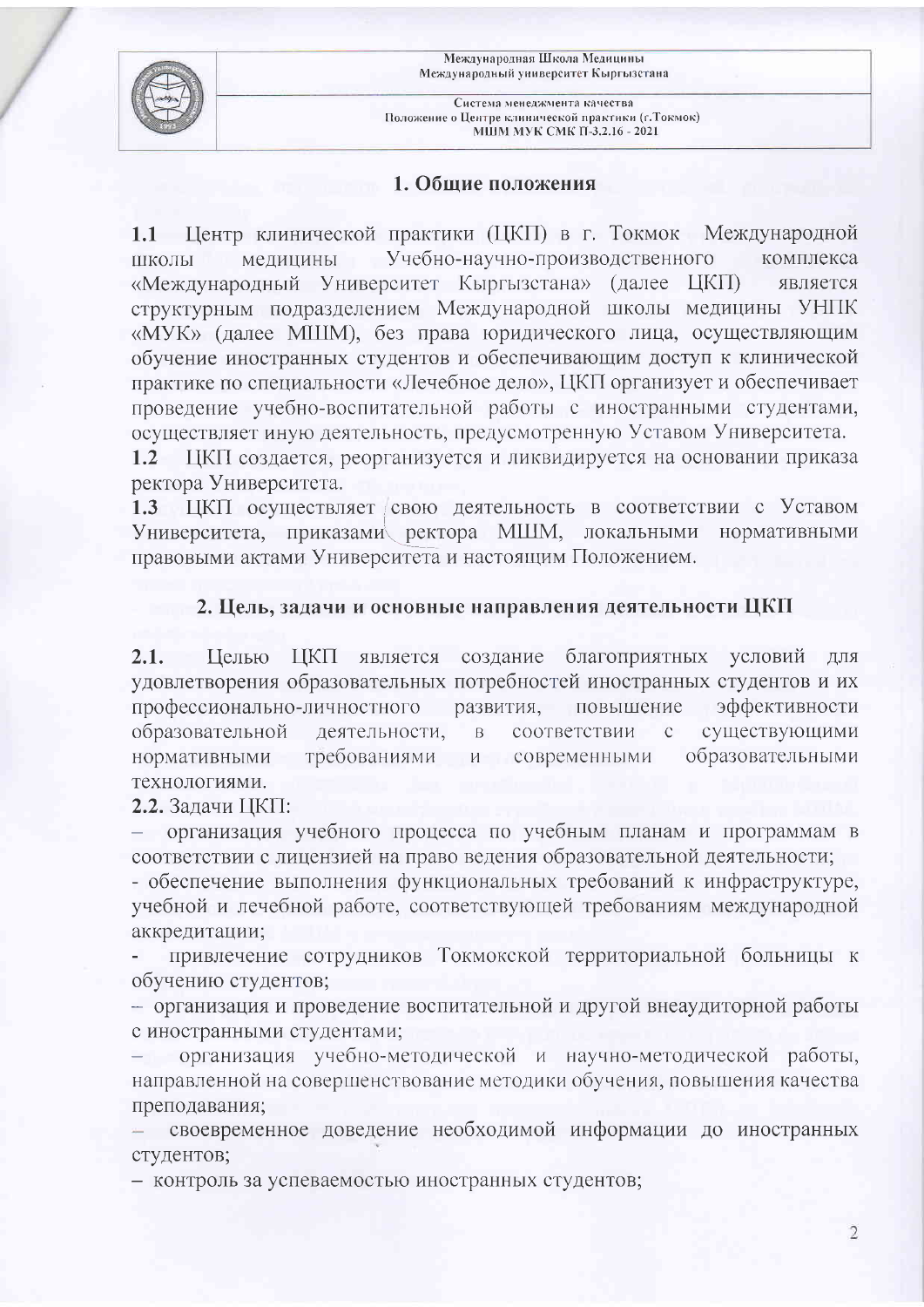## 1. Общие положения

**1.1** Центр клинической практики (ЦКП) в г. Токмок Международной школы медицины Учебно-научно-производственного комплекса «Международный Университет Кыргызстана» (далее ЦКП) является структурным подразделением Международной школы медицины УНПК «МУК» (далее МШМ), без права юридического лица, осуществляющим обучение иностранных студентов и обеспечивающим доступ к клинической практике по специальности «Лечебное дело», ЦКП организует и обеспечивает проведение учебно-воспитательной работы с иностранными студентами, осуществляет иную деятельность, предусмотренную Уставом Университета.

**1.2** ЦКП создается, реорганизуется и ликвидируется на основании приказа ректора Университета.

**1.3** ЦКП осуществляет свою деятельность в соответствии с Уставом Университета, приказами ректора МШМ, локальными нормативными правовыми актами Университета и настоящим Положением.

## 2. Цель, задачи и основные направления деятельности ЦКП

**2.1.** Целью ЦКП является создание благоприятных условий для удовлетворения образовательных потребностей иностранных студентов и их профессионально-личностного развития, повышение эффективности образовательной деятельности, в соответствии с существующими нормативными требованиями и современными образовательными технологиями.

**2.2.** Задачи ЦКП:

- организация учебного процесса по учебным планам и программам в соответствии с лицензией на право ведения образовательной деятельности;
- обеспечение выполнения функциональных требований к инфраструктуре, учебной и лечебной работе, соответствующей требованиям международной аккредитации;
- привлечение сотрудников Токмокской территориальной больницы к обучению студентов;
- организация и проведение воспитательной и другой внеаудиторной работы с иностранными студентами;
- организация учебно-методической и научно-методической работы, направленной на совершенствование методики обучения, повышения качества преподавания;
- своевременное доведение необходимой информации до иностранных студентов;
- контроль за успеваемостью иностранных студентов;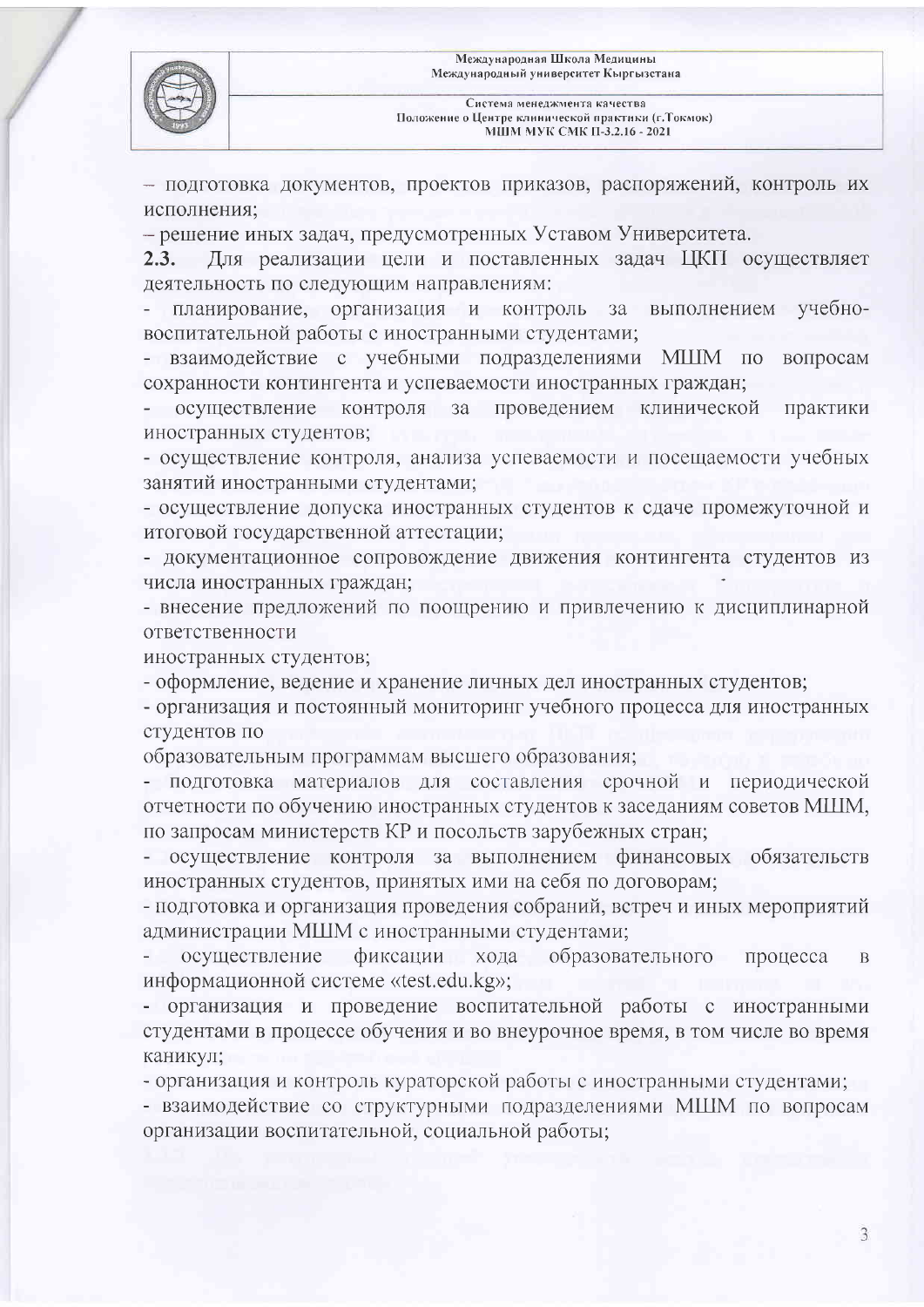– подготовка документов, проектов приказов, распоряжений, контроль их исполнения;

– решение иных задач, предусмотренных Уставом Университета.

**2.3.** Для реализации цели и поставленных задач ЦКП осуществляет деятельность по следующим направлениям:

- планирование, организация и контроль за выполнением учебно-воспитательной работы с иностранными студентами;
- взаимодействие с учебными подразделениями МШМ по вопросам сохранности контингента и успеваемости иностранных граждан;
- осуществление контроля за проведением клинической практики иностранных студентов;
- осуществление контроля, анализа успеваемости и посещаемости учебных занятий иностранными студентами;
- осуществление допуска иностранных студентов к сдаче промежуточной и итоговой государственной аттестации;
- документационное сопровождение движения контингента студентов из числа иностранных граждан;
- внесение предложений по поощрению и привлечению к дисциплинарной ответственности иностранных студентов;
- оформление, ведение и хранение личных дел иностранных студентов;
- организация и постоянный мониторинг учебного процесса для иностранных студентов по образовательным программам высшего образования;
- подготовка материалов для составления срочной и периодической отчетности по обучению иностранных студентов к заседаниям советов МШМ, по запросам министерств КР и посольств зарубежных стран;
- осуществление контроля за выполнением финансовых обязательств иностранных студентов, принятых ими на себя по договорам;
- подготовка и организация проведения собраний, встреч и иных мероприятий администрации МШМ с иностранными студентами;
- осуществление фиксации хода образовательного процесса в информационной системе «test.edu.kg»;
- организация и проведение воспитательной работы с иностранными студентами в процессе обучения и во внеурочное время, в том числе во время каникул;
- организация и контроль кураторской работы с иностранными студентами;
- взаимодействие со структурными подразделениями МШМ по вопросам организации воспитательной, социальной работы;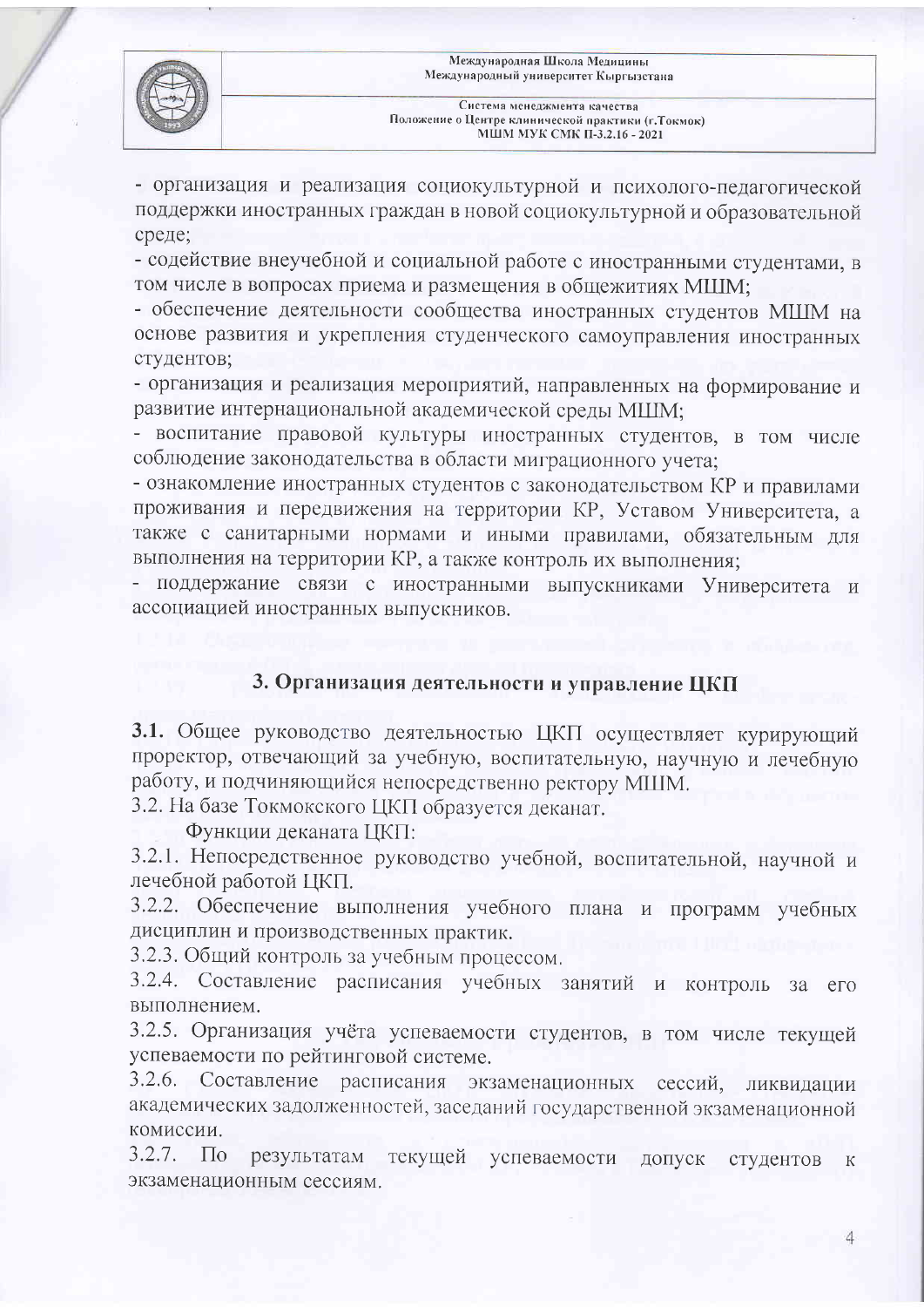- организация и реализация социокультурной и психолого-педагогической поддержки иностранных граждан в новой социокультурной и образовательной среде;
- содействие внеучебной и социальной работе с иностранными студентами, в том числе в вопросах приема и размещения в общежитиях МШМ;
- обеспечение деятельности сообщества иностранных студентов МШМ на основе развития и укрепления студенческого самоуправления иностранных студентов;
- организация и реализация мероприятий, направленных на формирование и развитие интернациональной академической среды МШМ;
- воспитание правовой культуры иностранных студентов, в том числе соблюдение законодательства в области миграционного учета;
- ознакомление иностранных студентов с законодательством КР и правилами проживания и передвижения на территории КР, Уставом Университета, а также с санитарными нормами и иными правилами, обязательным для выполнения на территории КР, а также контроль их выполнения;
- поддержание связи с иностранными выпускниками Университета и ассоциацией иностранных выпускников.

## 3. Организация деятельности и управление ЦКП

**3.1.** Общее руководство деятельностью ЦКП осуществляет курирующий проректор, отвечающий за учебную, воспитательную, научную и лечебную работу, и подчиняющийся непосредственно ректору МШМ.

3.2. На базе Токмокского ЦКП образуется деканат.

Функции деканата ЦКП:

3.2.1. Непосредственное руководство учебной, воспитательной, научной и лечебной работой ЦКП.

3.2.2. Обеспечение выполнения учебного плана и программ учебных дисциплин и производственных практик.

3.2.3. Общий контроль за учебным процессом.

3.2.4. Составление расписания учебных занятий и контроль за его выполнением.

3.2.5. Организация учёта успеваемости студентов, в том числе текущей успеваемости по рейтинговой системе.

3.2.6. Составление расписания экзаменационных сессий, ликвидации академических задолженностей, заседаний государственной экзаменационной комиссии.

3.2.7. По результатам текущей успеваемости допуск студентов к экзаменационным сессиям.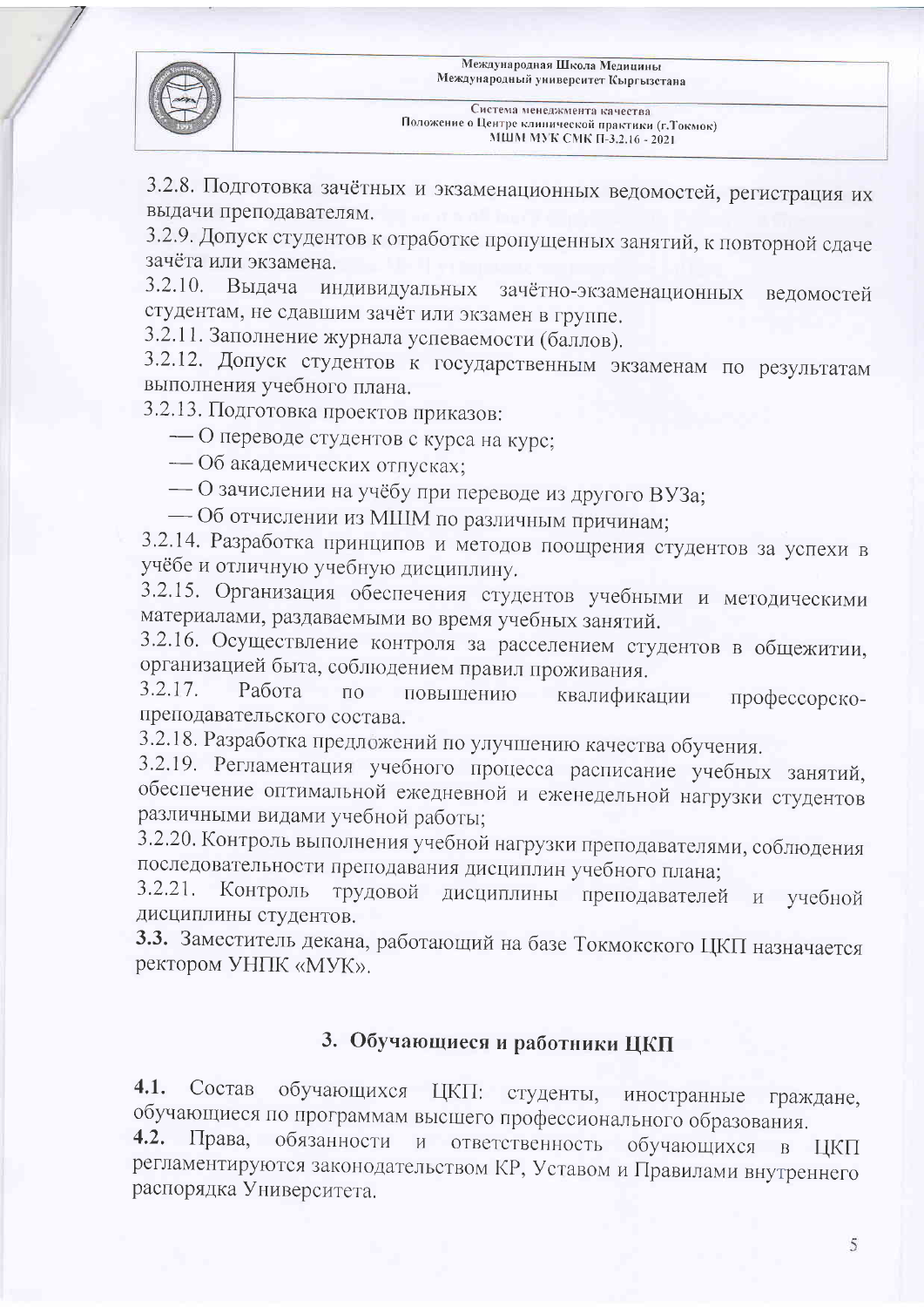3.2.8. Подготовка зачётных и экзаменационных ведомостей, регистрация их выдачи преподавателям.

3.2.9. Допуск студентов к отработке пропущенных занятий, к повторной сдаче зачёта или экзамена.

3.2.10. Выдача индивидуальных зачётно-экзаменационных ведомостей студентам, не сдавшим зачёт или экзамен в группе.

3.2.11. Заполнение журнала успеваемости (баллов).

3.2.12. Допуск студентов к государственным экзаменам по результатам выполнения учебного плана.

3.2.13. Подготовка проектов приказов:

— О переводе студентов с курса на курс;

— Об академических отпусках;

— О зачислении на учёбу при переводе из другого ВУЗа;

— Об отчислении из МШМ по различным причинам;

3.2.14. Разработка принципов и методов поощрения студентов за успехи в учёбе и отличную учебную дисциплину.

3.2.15. Организация обеспечения студентов учебными и методическими материалами, раздаваемыми во время учебных занятий.

3.2.16. Осуществление контроля за расселением студентов в общежитии, организацией быта, соблюдением правил проживания.

3.2.17. Работа по повышению квалификации профессорско-преподавательского состава.

3.2.18. Разработка предложений по улучшению качества обучения.

3.2.19. Регламентация учебного процесса расписание учебных занятий, обеспечение оптимальной ежедневной и еженедельной нагрузки студентов различными видами учебной работы;

3.2.20. Контроль выполнения учебной нагрузки преподавателями, соблюдения последовательности преподавания дисциплин учебного плана;

3.2.21. Контроль трудовой дисциплины преподавателей и учебной дисциплины студентов.

**3.3.** Заместитель декана, работающий на базе Токмокского ЦКП назначается ректором УНПК «МУК».

## 3. Обучающиеся и работники ЦКП

**4.1.** Состав обучающихся ЦКП: студенты, иностранные граждане, обучающиеся по программам высшего профессионального образования.

**4.2.** Права, обязанности и ответственность обучающихся в ЦКП регламентируются законодательством КР, Уставом и Правилами внутреннего распорядка Университета.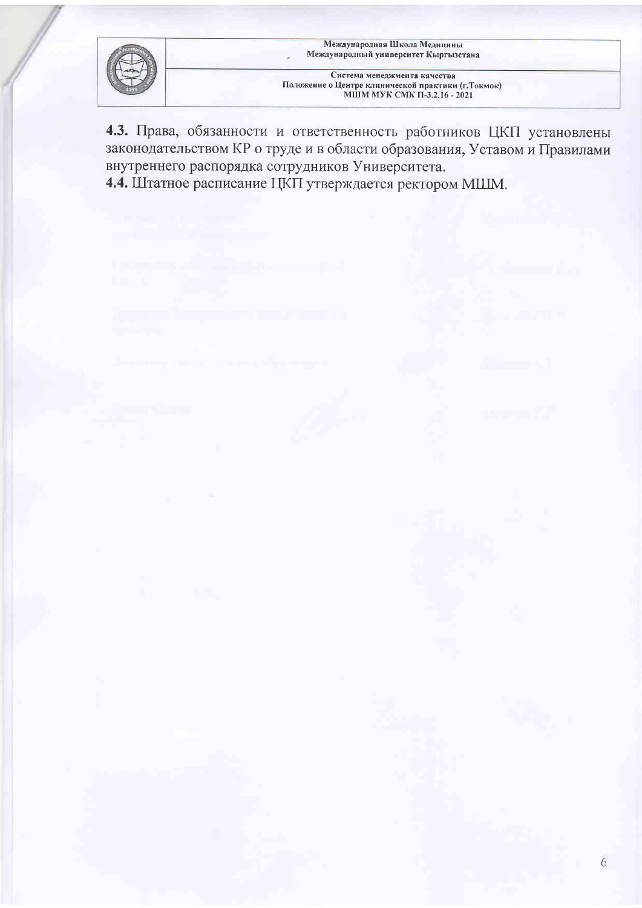**4.3.** Права, обязанности и ответственность работников ЦКП установлены законодательством КР о труде и в области образования, Уставом и Правилами внутреннего распорядка сотрудников Университета.

**4.4.** Штатное расписание ЦКП утверждается ректором МШМ.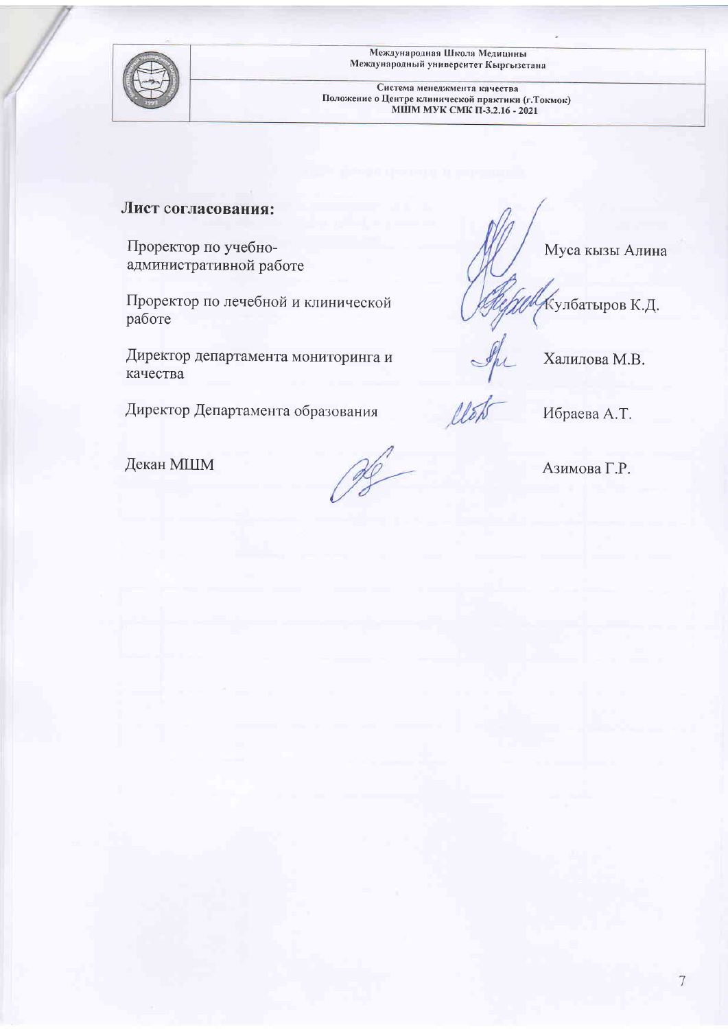**Лист согласования:**

| | |
|---|---|
| Проректор по учебно-административной работе | Муса кызы Алина |
| Проректор по лечебной и клинической работе | Кулбатыров К.Д. |
| Директор департамента мониторинга и качества | Халилова М.В. |
| Директор Департамента образования | Ибраева А.Т. |
| Декан МШМ | Азимова Г.Р. |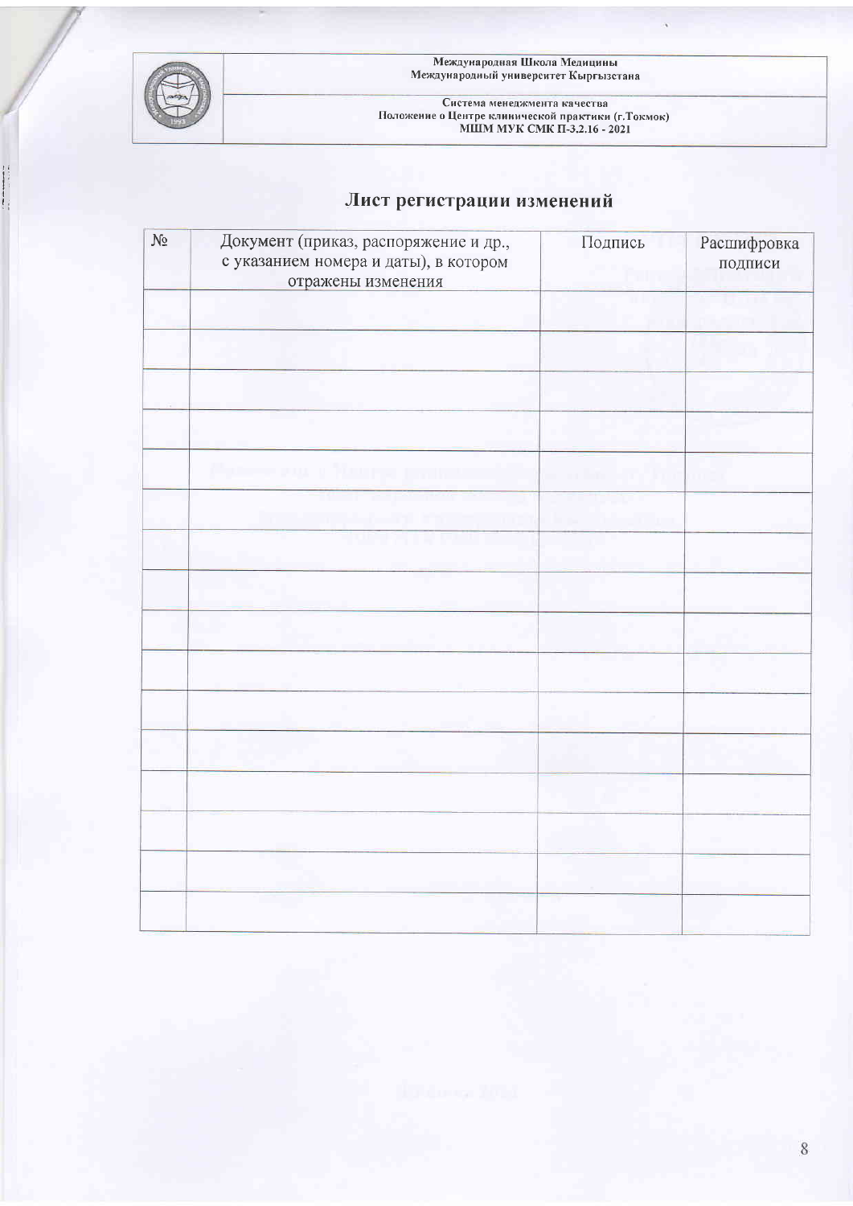## Лист регистрации изменений

| № | Документ (приказ, распоряжение и др., с указанием номера и даты), в котором отражены изменения | Подпись | Расшифровка подписи |
|---|---|---|---|
| | | | |
| | | | |
| | | | |
| | | | |
| | | | |
| | | | |
| | | | |
| | | | |
| | | | |
| | | | |
| | | | |
| | | | |
| | | | |
| | | | |
| | | | |
| | | | |